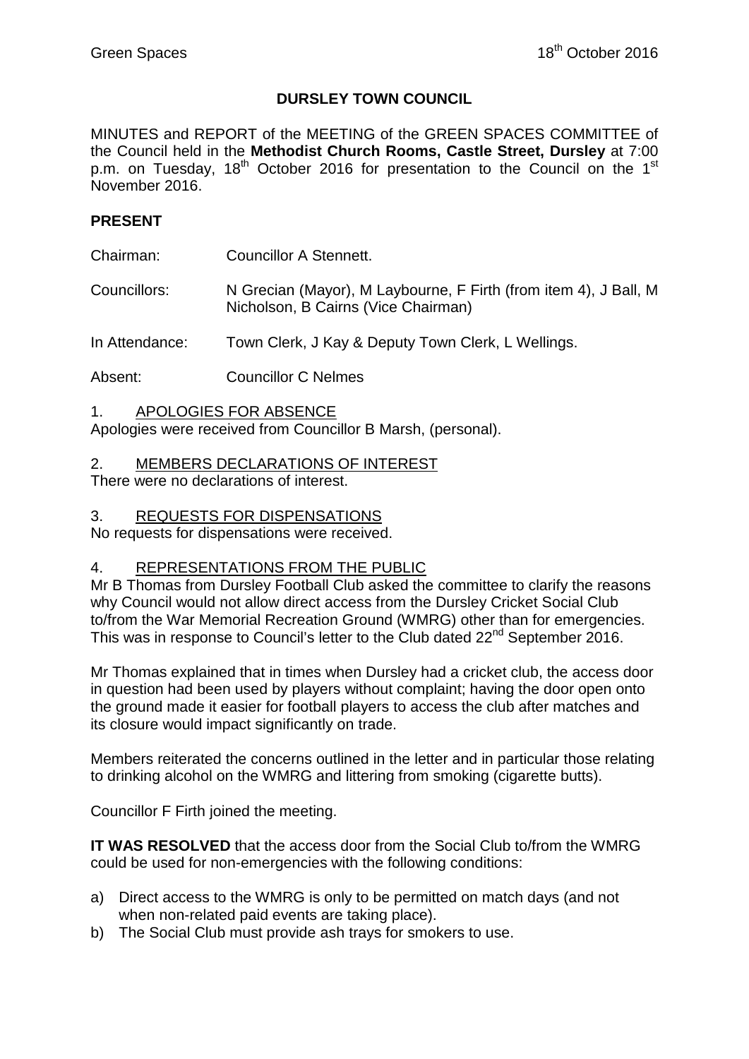# DURSLEY TOWN COUNCIL

MINUTES and REPORT of the MEETING of the GREEN SPACES COMMITTEE of the Council held in the **Methodist Church Rooms, Castle Street, Dursley** at 7:00 p.m. on Tuesday, 18th October 2016 for presentation to the Council on the 1st November 2016.

## PRESENT

Chairman: Councillor A Stennett.

Councillors: N Grecian (Mayor), M Laybourne, F Firth (from item 4), J Ball, M Nicholson, B Cairns (Vice Chairman)

In Attendance: Town Clerk, J Kay & Deputy Town Clerk, L Wellings.

Absent: Councillor C Nelmes

### 1. APOLOGIES FOR ABSENCE

Apologies were received from Councillor B Marsh, (personal).

### 2. MEMBERS DECLARATIONS OF INTEREST

There were no declarations of interest.

### 3. REQUESTS FOR DISPENSATIONS

No requests for dispensations were received.

### 4. REPRESENTATIONS FROM THE PUBLIC

Mr B Thomas from Dursley Football Club asked the committee to clarify the reasons why Council would not allow direct access from the Dursley Cricket Social Club to/from the War Memorial Recreation Ground (WMRG) other than for emergencies. This was in response to Council's letter to the Club dated 22nd September 2016.

Mr Thomas explained that in times when Dursley had a cricket club, the access door in question had been used by players without complaint; having the door open onto the ground made it easier for football players to access the club after matches and its closure would impact significantly on trade.

Members reiterated the concerns outlined in the letter and in particular those relating to drinking alcohol on the WMRG and littering from smoking (cigarette butts).

Councillor F Firth joined the meeting.

**IT WAS RESOLVED** that the access door from the Social Club to/from the WMRG could be used for non-emergencies with the following conditions:

a) Direct access to the WMRG is only to be permitted on match days (and not when non-related paid events are taking place).
b) The Social Club must provide ash trays for smokers to use.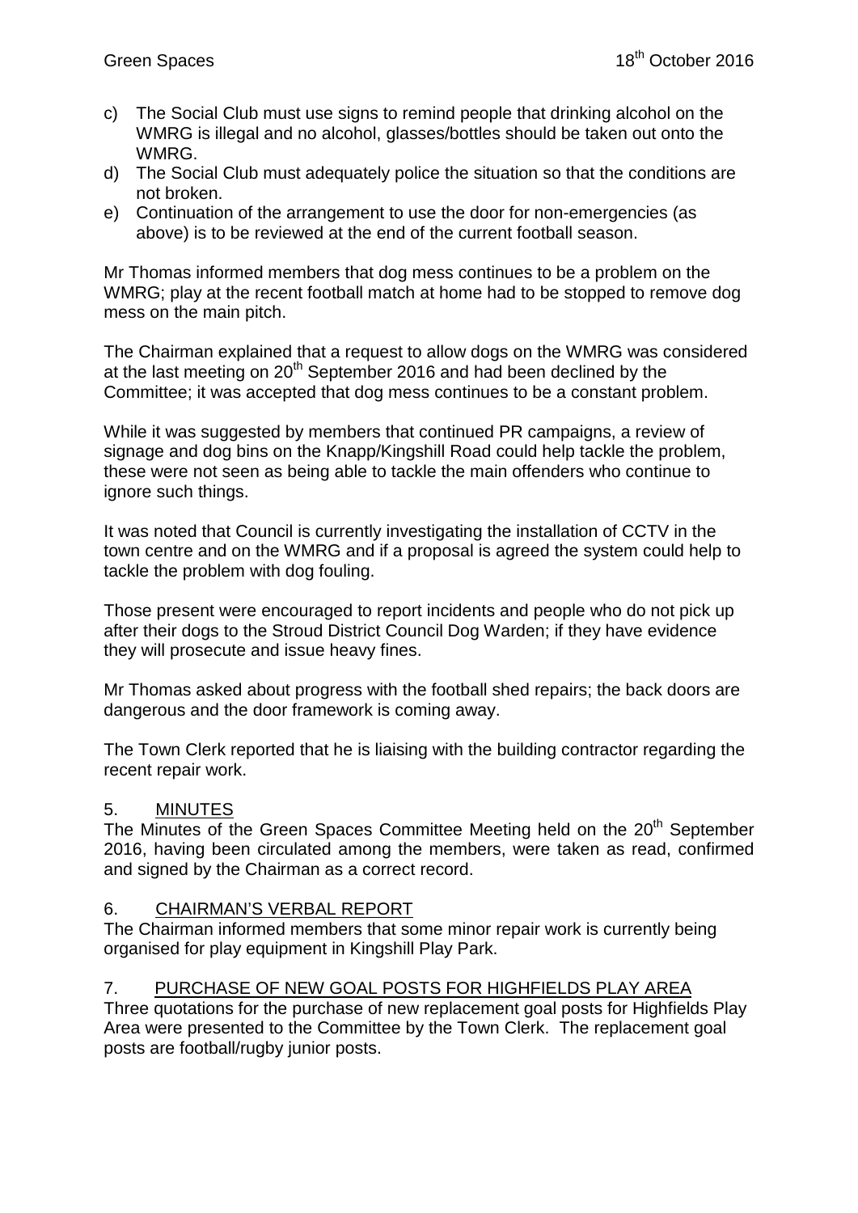c) The Social Club must use signs to remind people that drinking alcohol on the WMRG is illegal and no alcohol, glasses/bottles should be taken out onto the WMRG.
d) The Social Club must adequately police the situation so that the conditions are not broken.
e) Continuation of the arrangement to use the door for non-emergencies (as above) is to be reviewed at the end of the current football season.

Mr Thomas informed members that dog mess continues to be a problem on the WMRG; play at the recent football match at home had to be stopped to remove dog mess on the main pitch.

The Chairman explained that a request to allow dogs on the WMRG was considered at the last meeting on 20th September 2016 and had been declined by the Committee; it was accepted that dog mess continues to be a constant problem.

While it was suggested by members that continued PR campaigns, a review of signage and dog bins on the Knapp/Kingshill Road could help tackle the problem, these were not seen as being able to tackle the main offenders who continue to ignore such things.

It was noted that Council is currently investigating the installation of CCTV in the town centre and on the WMRG and if a proposal is agreed the system could help to tackle the problem with dog fouling.

Those present were encouraged to report incidents and people who do not pick up after their dogs to the Stroud District Council Dog Warden; if they have evidence they will prosecute and issue heavy fines.

Mr Thomas asked about progress with the football shed repairs; the back doors are dangerous and the door framework is coming away.

The Town Clerk reported that he is liaising with the building contractor regarding the recent repair work.

## 5. MINUTES

The Minutes of the Green Spaces Committee Meeting held on the 20th September 2016, having been circulated among the members, were taken as read, confirmed and signed by the Chairman as a correct record.

## 6. CHAIRMAN'S VERBAL REPORT

The Chairman informed members that some minor repair work is currently being organised for play equipment in Kingshill Play Park.

## 7. PURCHASE OF NEW GOAL POSTS FOR HIGHFIELDS PLAY AREA

Three quotations for the purchase of new replacement goal posts for Highfields Play Area were presented to the Committee by the Town Clerk. The replacement goal posts are football/rugby junior posts.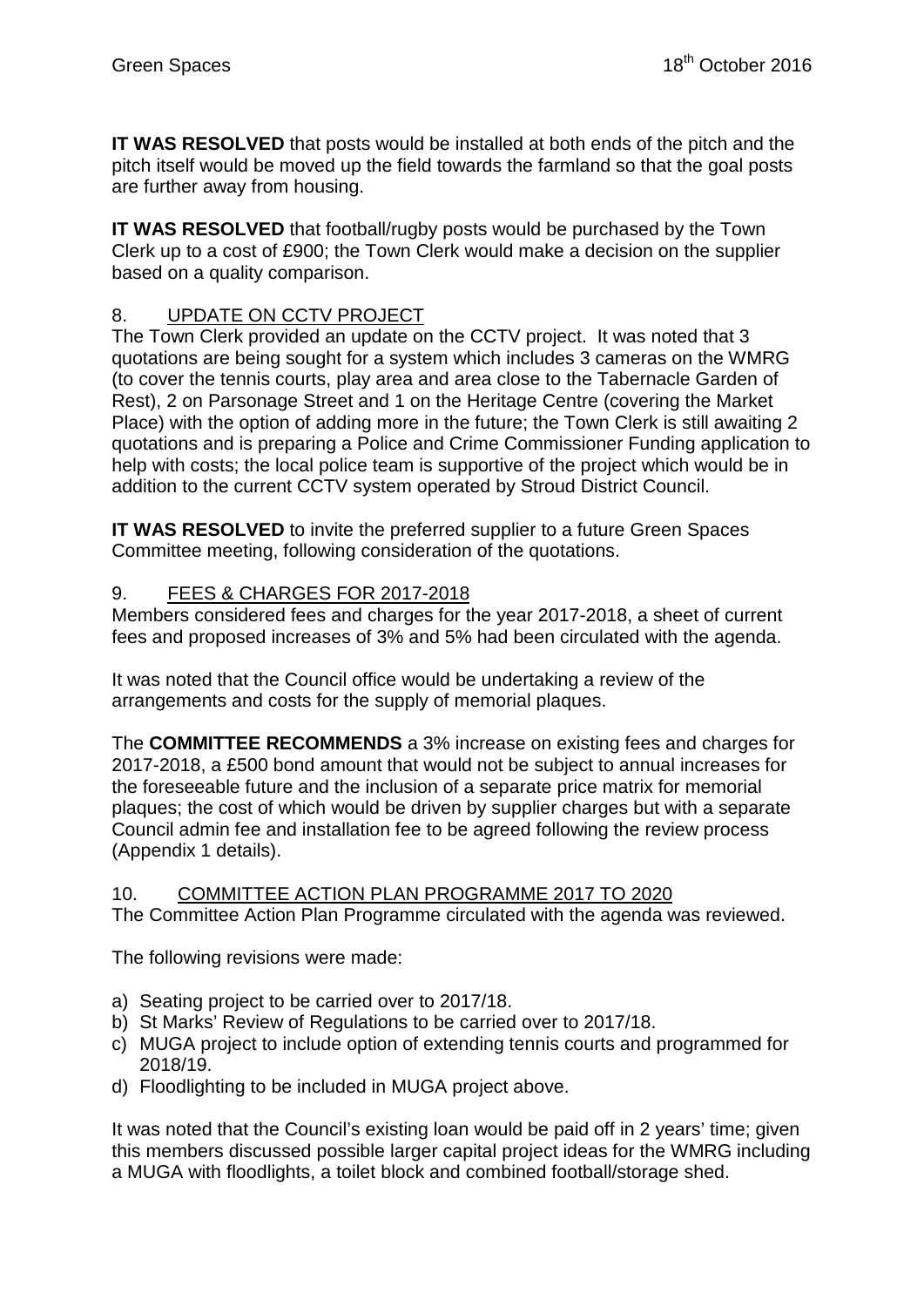**IT WAS RESOLVED** that posts would be installed at both ends of the pitch and the pitch itself would be moved up the field towards the farmland so that the goal posts are further away from housing.

**IT WAS RESOLVED** that football/rugby posts would be purchased by the Town Clerk up to a cost of £900; the Town Clerk would make a decision on the supplier based on a quality comparison.

8. <u>UPDATE ON CCTV PROJECT</u>

The Town Clerk provided an update on the CCTV project. It was noted that 3 quotations are being sought for a system which includes 3 cameras on the WMRG (to cover the tennis courts, play area and area close to the Tabernacle Garden of Rest), 2 on Parsonage Street and 1 on the Heritage Centre (covering the Market Place) with the option of adding more in the future; the Town Clerk is still awaiting 2 quotations and is preparing a Police and Crime Commissioner Funding application to help with costs; the local police team is supportive of the project which would be in addition to the current CCTV system operated by Stroud District Council.

**IT WAS RESOLVED** to invite the preferred supplier to a future Green Spaces Committee meeting, following consideration of the quotations.

9. <u>FEES & CHARGES FOR 2017-2018</u>

Members considered fees and charges for the year 2017-2018, a sheet of current fees and proposed increases of 3% and 5% had been circulated with the agenda.

It was noted that the Council office would be undertaking a review of the arrangements and costs for the supply of memorial plaques.

The **COMMITTEE RECOMMENDS** a 3% increase on existing fees and charges for 2017-2018, a £500 bond amount that would not be subject to annual increases for the foreseeable future and the inclusion of a separate price matrix for memorial plaques; the cost of which would be driven by supplier charges but with a separate Council admin fee and installation fee to be agreed following the review process (Appendix 1 details).

10. <u>COMMITTEE ACTION PLAN PROGRAMME 2017 TO 2020</u>

The Committee Action Plan Programme circulated with the agenda was reviewed.

The following revisions were made:

a) Seating project to be carried over to 2017/18.
b) St Marks' Review of Regulations to be carried over to 2017/18.
c) MUGA project to include option of extending tennis courts and programmed for 2018/19.
d) Floodlighting to be included in MUGA project above.

It was noted that the Council's existing loan would be paid off in 2 years' time; given this members discussed possible larger capital project ideas for the WMRG including a MUGA with floodlights, a toilet block and combined football/storage shed.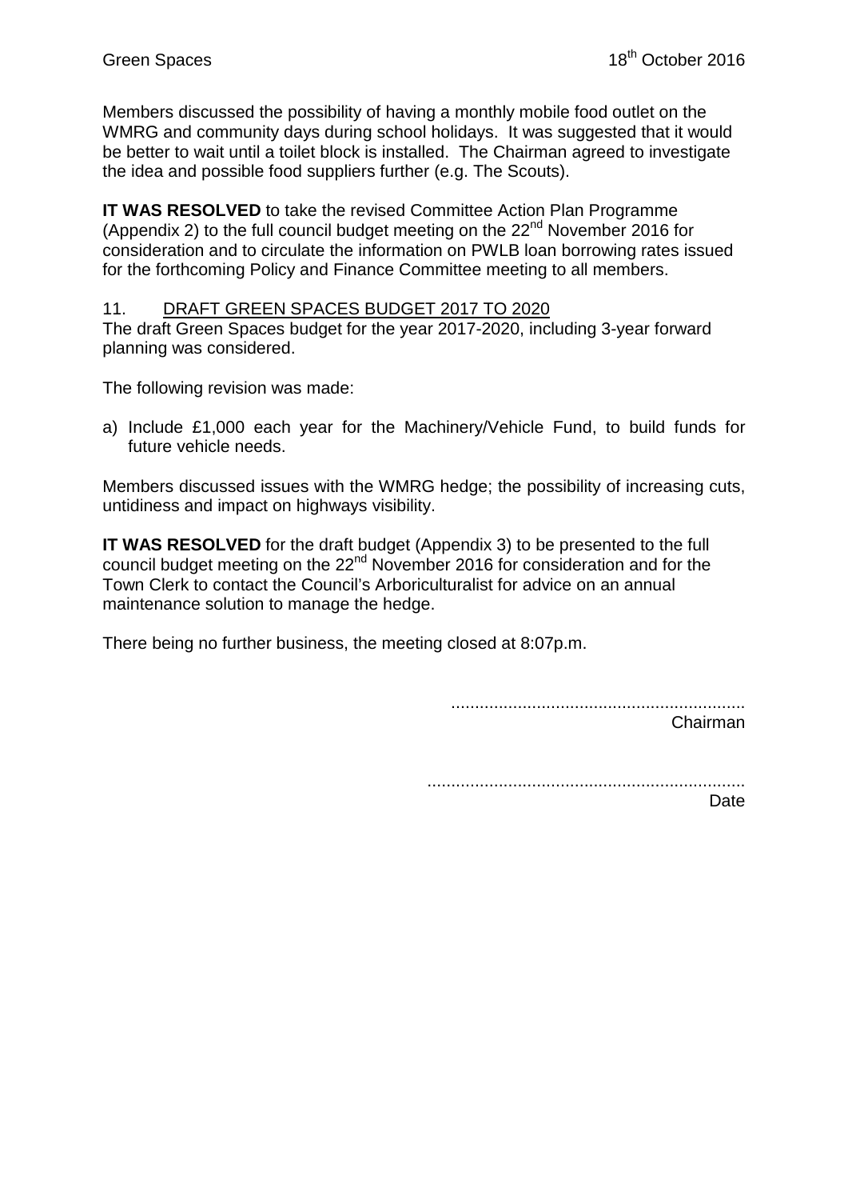Members discussed the possibility of having a monthly mobile food outlet on the WMRG and community days during school holidays. It was suggested that it would be better to wait until a toilet block is installed. The Chairman agreed to investigate the idea and possible food suppliers further (e.g. The Scouts).

**IT WAS RESOLVED** to take the revised Committee Action Plan Programme (Appendix 2) to the full council budget meeting on the 22nd November 2016 for consideration and to circulate the information on PWLB loan borrowing rates issued for the forthcoming Policy and Finance Committee meeting to all members.

11. <u>DRAFT GREEN SPACES BUDGET 2017 TO 2020</u>

The draft Green Spaces budget for the year 2017-2020, including 3-year forward planning was considered.

The following revision was made:

a) Include £1,000 each year for the Machinery/Vehicle Fund, to build funds for future vehicle needs.

Members discussed issues with the WMRG hedge; the possibility of increasing cuts, untidiness and impact on highways visibility.

**IT WAS RESOLVED** for the draft budget (Appendix 3) to be presented to the full council budget meeting on the 22nd November 2016 for consideration and for the Town Clerk to contact the Council's Arboriculturalist for advice on an annual maintenance solution to manage the hedge.

There being no further business, the meeting closed at 8:07p.m.

.............................................................
Chairman

..................................................................
Date